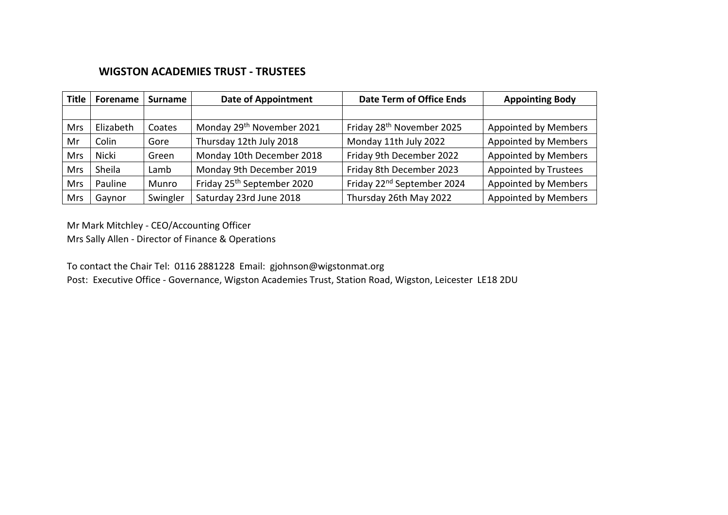## WIGSTON ACADEMIES TRUST - TRUSTEES

| Title | Forename | Surname | Date of Appointment | Date Term of Office Ends | Appointing Body |
|---|---|---|---|---|---|
| | | | | | |
| Mrs | Elizabeth | Coates | Monday 29th November 2021 | Friday 28th November 2025 | Appointed by Members |
| Mr | Colin | Gore | Thursday 12th July 2018 | Monday 11th July 2022 | Appointed by Members |
| Mrs | Nicki | Green | Monday 10th December 2018 | Friday 9th December 2022 | Appointed by Members |
| Mrs | Sheila | Lamb | Monday 9th December 2019 | Friday 8th December 2023 | Appointed by Trustees |
| Mrs | Pauline | Munro | Friday 25th September 2020 | Friday 22nd September 2024 | Appointed by Members |
| Mrs | Gaynor | Swingler | Saturday 23rd June 2018 | Thursday 26th May 2022 | Appointed by Members |

Mr Mark Mitchley - CEO/Accounting Officer
Mrs Sally Allen - Director of Finance & Operations

To contact the Chair Tel: 0116 2881228 Email: gjohnson@wigstonmat.org
Post: Executive Office - Governance, Wigston Academies Trust, Station Road, Wigston, Leicester LE18 2DU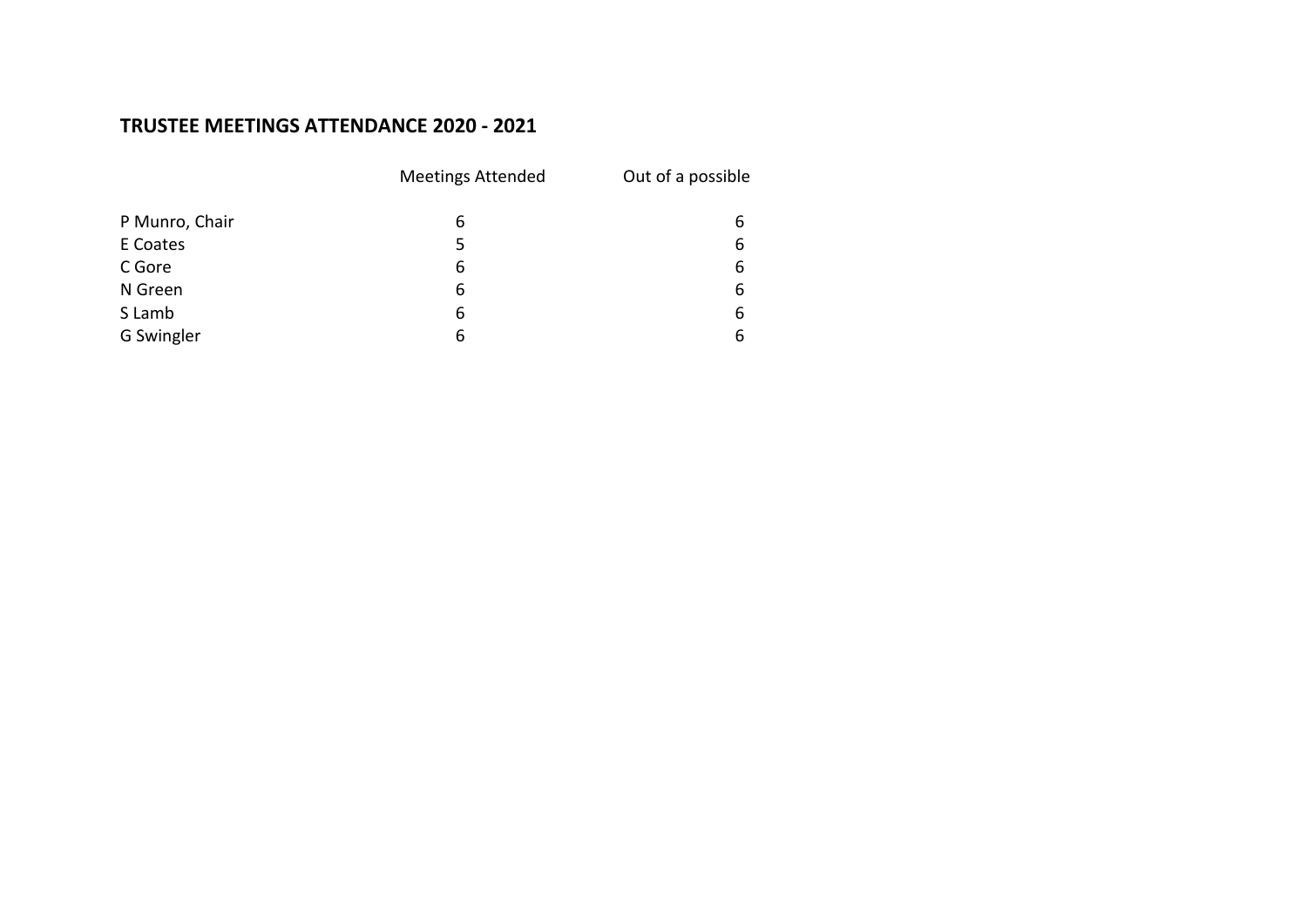## TRUSTEE MEETINGS ATTENDANCE 2020 - 2021

| | Meetings Attended | Out of a possible |
|---|---|---|
| P Munro, Chair | 6 | 6 |
| E Coates | 5 | 6 |
| C Gore | 6 | 6 |
| N Green | 6 | 6 |
| S Lamb | 6 | 6 |
| G Swingler | 6 | 6 |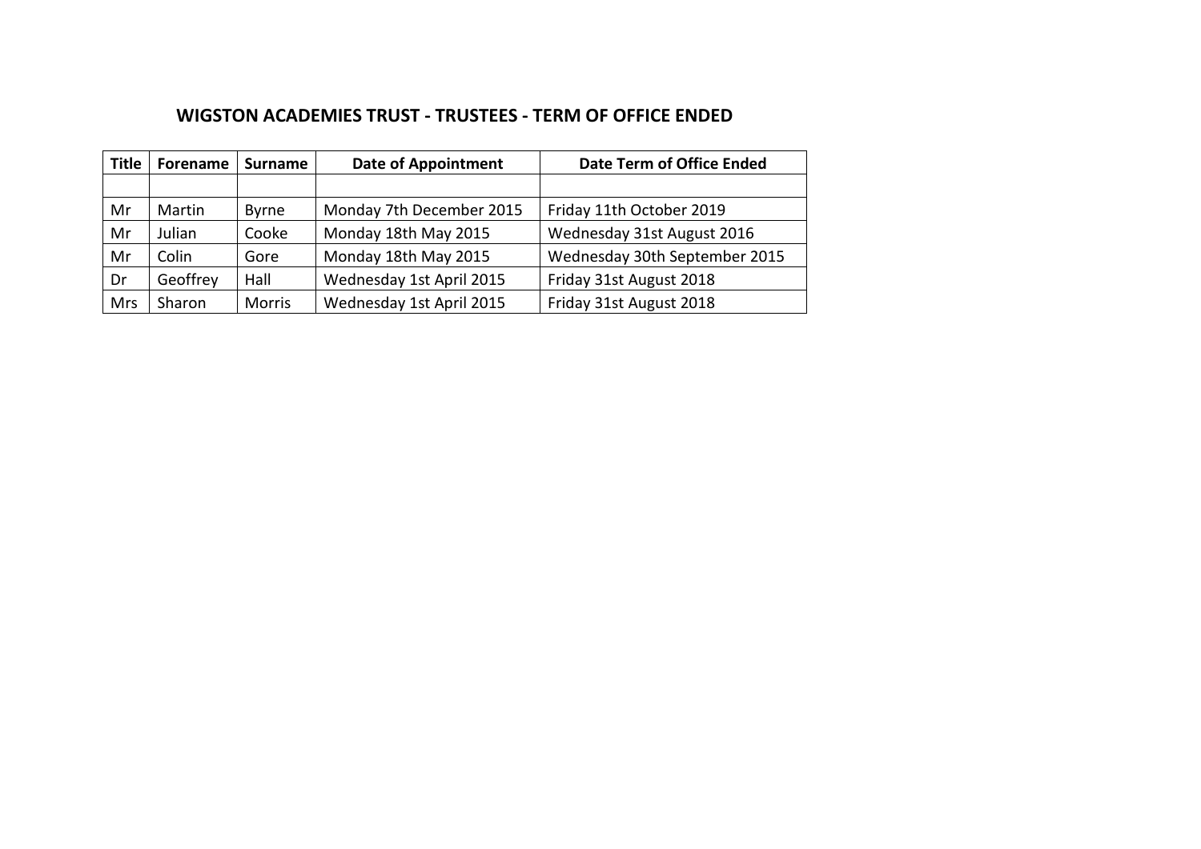## WIGSTON ACADEMIES TRUST - TRUSTEES - TERM OF OFFICE ENDED

| Title | Forename | Surname | Date of Appointment | Date Term of Office Ended |
|---|---|---|---|---|
| | | | | |
| Mr | Martin | Byrne | Monday 7th December 2015 | Friday 11th October 2019 |
| Mr | Julian | Cooke | Monday 18th May 2015 | Wednesday 31st August 2016 |
| Mr | Colin | Gore | Monday 18th May 2015 | Wednesday 30th September 2015 |
| Dr | Geoffrey | Hall | Wednesday 1st April 2015 | Friday 31st August 2018 |
| Mrs | Sharon | Morris | Wednesday 1st April 2015 | Friday 31st August 2018 |